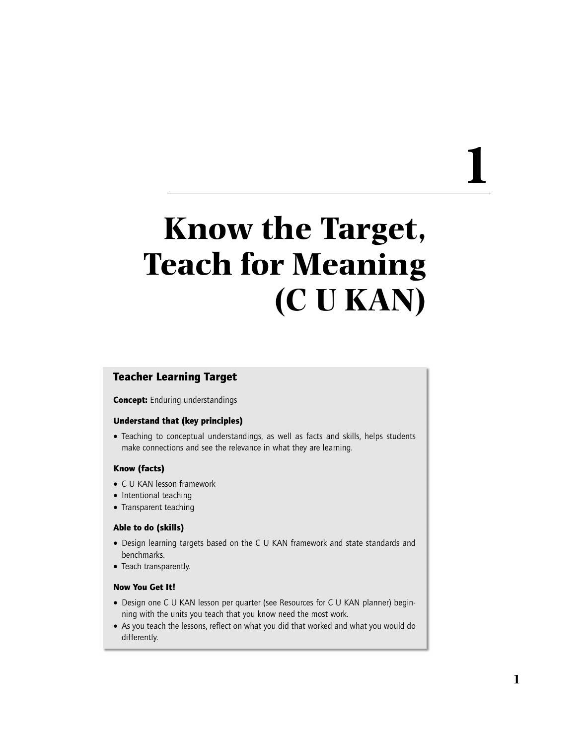# 1

# Know the Target, Teach for Meaning (C U KAN)

## Teacher Learning Target

**Concept:** Enduring understandings

#### Understand that (key principles)

- Teaching to conceptual understandings, as well as facts and skills, helps students make connections and see the relevance in what they are learning.

#### Know (facts)

- C U KAN lesson framework
- Intentional teaching
- Transparent teaching

#### Able to do (skills)

- Design learning targets based on the C U KAN framework and state standards and benchmarks.
- Teach transparently.

#### Now You Get It!

- Design one C U KAN lesson per quarter (see Resources for C U KAN planner) beginning with the units you teach that you know need the most work.
- As you teach the lessons, reflect on what you did that worked and what you would do differently.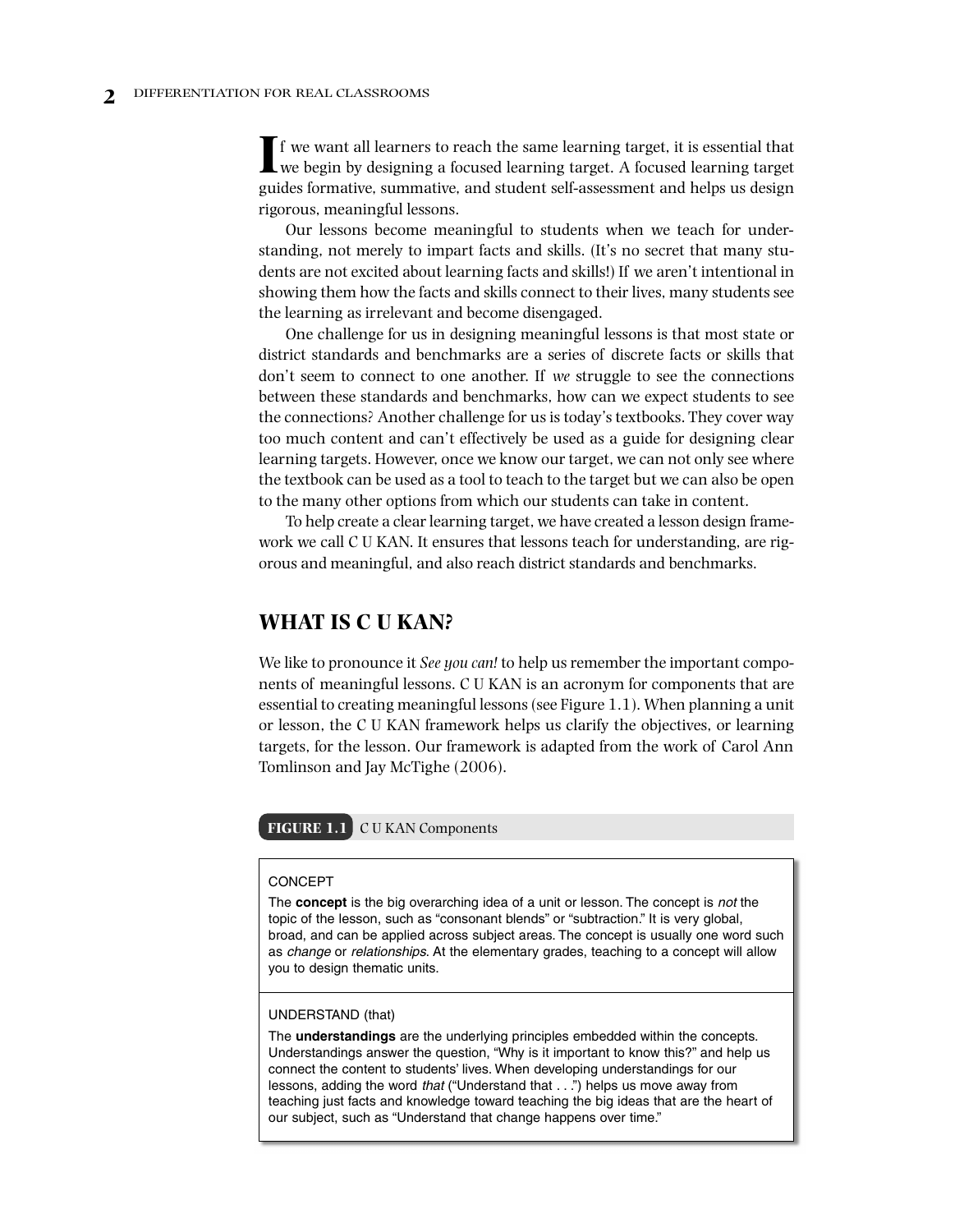If we want all learners to reach the same learning target, it is essential that we begin by designing a focused learning target. A focused learning target guides formative, summative, and student self-assessment and helps us design rigorous, meaningful lessons.

Our lessons become meaningful to students when we teach for understanding, not merely to impart facts and skills. (It's no secret that many students are not excited about learning facts and skills!) If we aren't intentional in showing them how the facts and skills connect to their lives, many students see the learning as irrelevant and become disengaged.

One challenge for us in designing meaningful lessons is that most state or district standards and benchmarks are a series of discrete facts or skills that don't seem to connect to one another. If *we* struggle to see the connections between these standards and benchmarks, how can we expect students to see the connections? Another challenge for us is today's textbooks. They cover way too much content and can't effectively be used as a guide for designing clear learning targets. However, once we know our target, we can not only see where the textbook can be used as a tool to teach to the target but we can also be open to the many other options from which our students can take in content.

To help create a clear learning target, we have created a lesson design framework we call C U KAN. It ensures that lessons teach for understanding, are rigorous and meaningful, and also reach district standards and benchmarks.

## WHAT IS C U KAN?

We like to pronounce it *See you can!* to help us remember the important components of meaningful lessons. C U KAN is an acronym for components that are essential to creating meaningful lessons (see Figure 1.1). When planning a unit or lesson, the C U KAN framework helps us clarify the objectives, or learning targets, for the lesson. Our framework is adapted from the work of Carol Ann Tomlinson and Jay McTighe (2006).

**FIGURE 1.1** C U KAN Components

CONCEPT

The **concept** is the big overarching idea of a unit or lesson. The concept is *not* the topic of the lesson, such as "consonant blends" or "subtraction." It is very global, broad, and can be applied across subject areas. The concept is usually one word such as *change* or *relationships*. At the elementary grades, teaching to a concept will allow you to design thematic units.

UNDERSTAND (that)

The **understandings** are the underlying principles embedded within the concepts. Understandings answer the question, "Why is it important to know this?" and help us connect the content to students' lives. When developing understandings for our lessons, adding the word *that* ("Understand that . . .") helps us move away from teaching just facts and knowledge toward teaching the big ideas that are the heart of our subject, such as "Understand that change happens over time."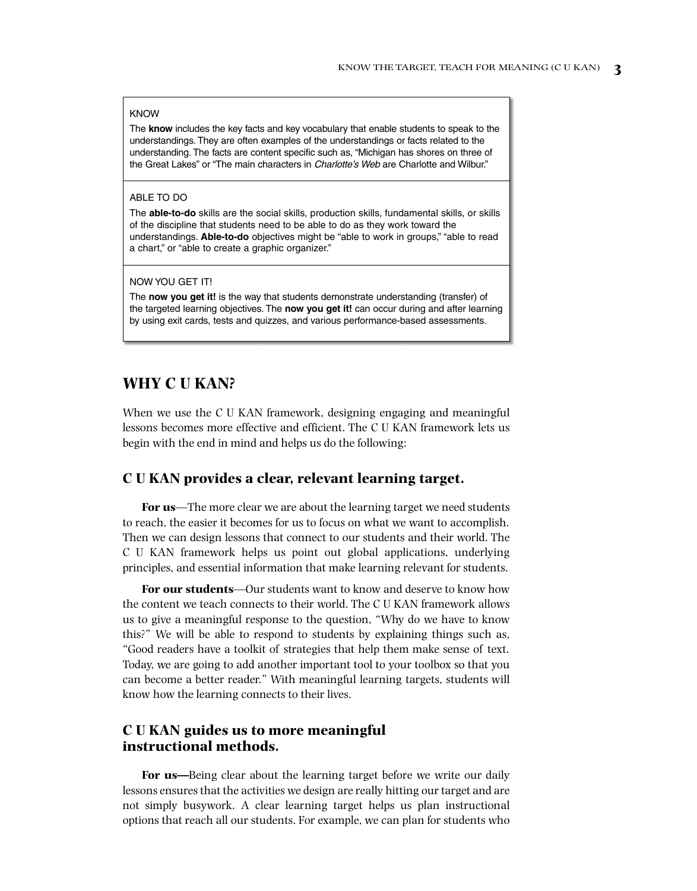KNOW

The **know** includes the key facts and key vocabulary that enable students to speak to the understandings. They are often examples of the understandings or facts related to the understanding. The facts are content specific such as, "Michigan has shores on three of the Great Lakes" or "The main characters in *Charlotte's Web* are Charlotte and Wilbur."

ABLE TO DO

The **able-to-do** skills are the social skills, production skills, fundamental skills, or skills of the discipline that students need to be able to do as they work toward the understandings. **Able-to-do** objectives might be "able to work in groups," "able to read a chart," or "able to create a graphic organizer."

NOW YOU GET IT!

The **now you get it!** is the way that students demonstrate understanding (transfer) of the targeted learning objectives. The **now you get it!** can occur during and after learning by using exit cards, tests and quizzes, and various performance-based assessments.

## WHY C U KAN?

When we use the C U KAN framework, designing engaging and meaningful lessons becomes more effective and efficient. The C U KAN framework lets us begin with the end in mind and helps us do the following:

### C U KAN provides a clear, relevant learning target.

**For us**—The more clear we are about the learning target we need students to reach, the easier it becomes for us to focus on what we want to accomplish. Then we can design lessons that connect to our students and their world. The C U KAN framework helps us point out global applications, underlying principles, and essential information that make learning relevant for students.

**For our students**—Our students want to know and deserve to know how the content we teach connects to their world. The C U KAN framework allows us to give a meaningful response to the question, "Why do we have to know this?" We will be able to respond to students by explaining things such as, "Good readers have a toolkit of strategies that help them make sense of text. Today, we are going to add another important tool to your toolbox so that you can become a better reader." With meaningful learning targets, students will know how the learning connects to their lives.

### C U KAN guides us to more meaningful instructional methods.

**For us—**Being clear about the learning target before we write our daily lessons ensures that the activities we design are really hitting our target and are not simply busywork. A clear learning target helps us plan instructional options that reach all our students. For example, we can plan for students who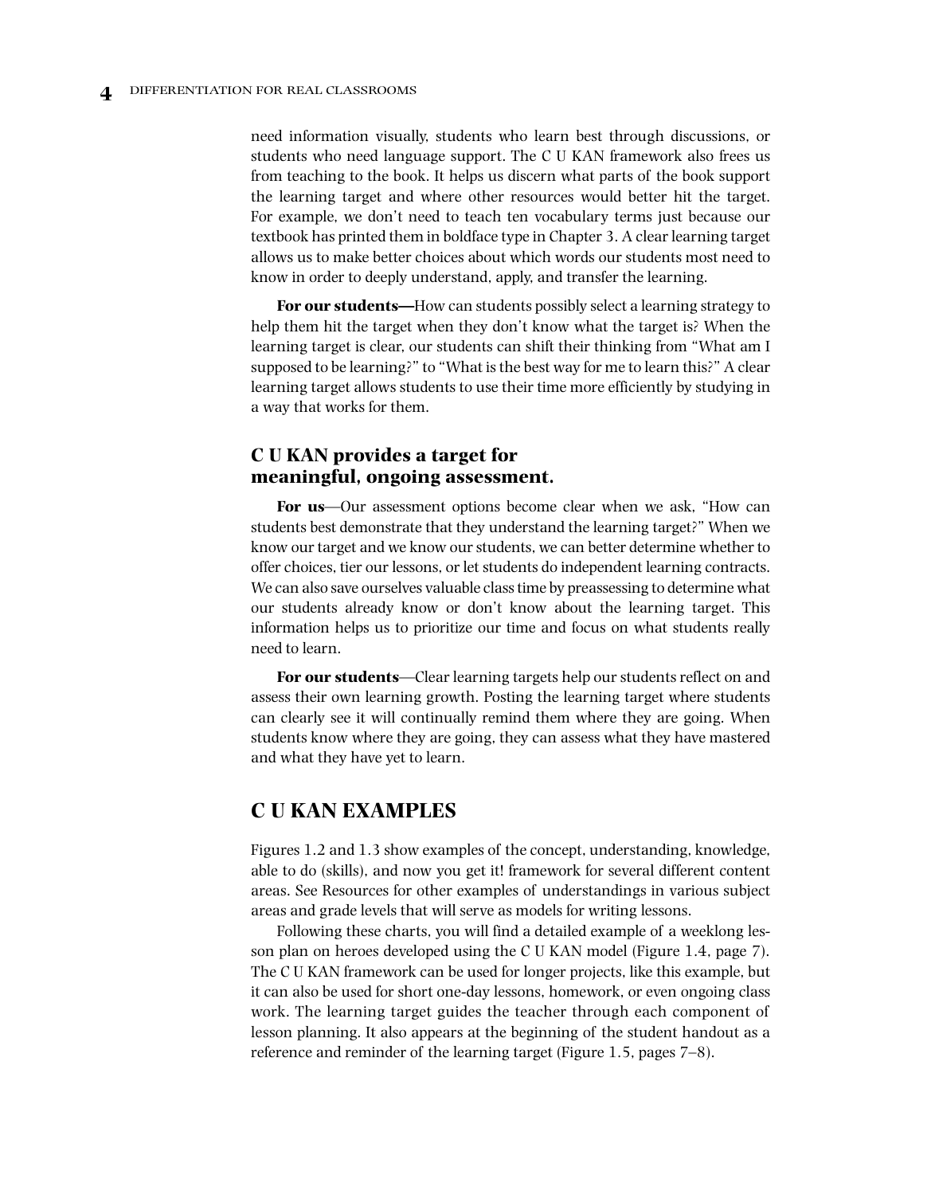need information visually, students who learn best through discussions, or students who need language support. The C U KAN framework also frees us from teaching to the book. It helps us discern what parts of the book support the learning target and where other resources would better hit the target. For example, we don't need to teach ten vocabulary terms just because our textbook has printed them in boldface type in Chapter 3. A clear learning target allows us to make better choices about which words our students most need to know in order to deeply understand, apply, and transfer the learning.

**For our students—**How can students possibly select a learning strategy to help them hit the target when they don't know what the target is? When the learning target is clear, our students can shift their thinking from "What am I supposed to be learning?" to "What is the best way for me to learn this?" A clear learning target allows students to use their time more efficiently by studying in a way that works for them.

### C U KAN provides a target for meaningful, ongoing assessment.

**For us**—Our assessment options become clear when we ask, "How can students best demonstrate that they understand the learning target?" When we know our target and we know our students, we can better determine whether to offer choices, tier our lessons, or let students do independent learning contracts. We can also save ourselves valuable class time by preassessing to determine what our students already know or don't know about the learning target. This information helps us to prioritize our time and focus on what students really need to learn.

**For our students**—Clear learning targets help our students reflect on and assess their own learning growth. Posting the learning target where students can clearly see it will continually remind them where they are going. When students know where they are going, they can assess what they have mastered and what they have yet to learn.

## C U KAN EXAMPLES

Figures 1.2 and 1.3 show examples of the concept, understanding, knowledge, able to do (skills), and now you get it! framework for several different content areas. See Resources for other examples of understandings in various subject areas and grade levels that will serve as models for writing lessons.

Following these charts, you will find a detailed example of a weeklong lesson plan on heroes developed using the C U KAN model (Figure 1.4, page 7). The C U KAN framework can be used for longer projects, like this example, but it can also be used for short one-day lessons, homework, or even ongoing class work. The learning target guides the teacher through each component of lesson planning. It also appears at the beginning of the student handout as a reference and reminder of the learning target (Figure 1.5, pages 7–8).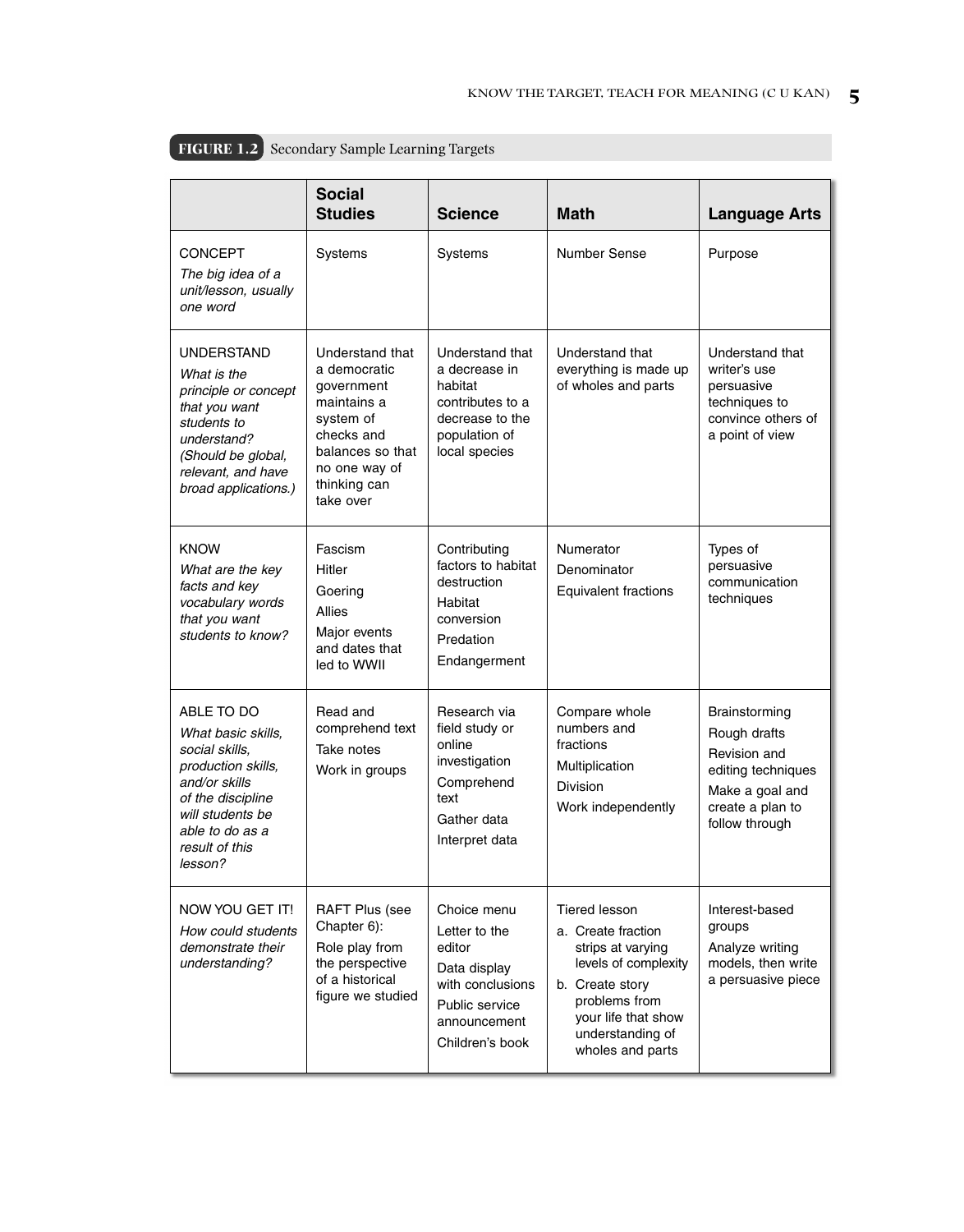**FIGURE 1.2** Secondary Sample Learning Targets

| | Social Studies | Science | Math | Language Arts |
|---|---|---|---|---|
| CONCEPT *The big idea of a unit/lesson, usually one word* | Systems | Systems | Number Sense | Purpose |
| UNDERSTAND *What is the principle or concept that you want students to understand? (Should be global, relevant, and have broad applications.)* | Understand that a democratic government maintains a system of checks and balances so that no one way of thinking can take over | Understand that a decrease in habitat contributes to a decrease to the population of local species | Understand that everything is made up of wholes and parts | Understand that writer's use persuasive techniques to convince others of a point of view |
| KNOW *What are the key facts and key vocabulary words that you want students to know?* | Fascism<br>Hitler<br>Goering<br>Allies<br>Major events and dates that led to WWII | Contributing factors to habitat destruction<br>Habitat conversion<br>Predation<br>Endangerment | Numerator<br>Denominator<br>Equivalent fractions | Types of persuasive communication techniques |
| ABLE TO DO *What basic skills, social skills, production skills, and/or skills of the discipline will students be able to do as a result of this lesson?* | Read and comprehend text<br>Take notes<br>Work in groups | Research via field study or online investigation<br>Comprehend text<br>Gather data<br>Interpret data | Compare whole numbers and fractions<br>Multiplication<br>Division<br>Work independently | Brainstorming<br>Rough drafts<br>Revision and editing techniques<br>Make a goal and create a plan to follow through |
| NOW YOU GET IT! *How could students demonstrate their understanding?* | RAFT Plus (see Chapter 6):<br>Role play from the perspective of a historical figure we studied | Choice menu<br>Letter to the editor<br>Data display with conclusions<br>Public service announcement<br>Children's book | Tiered lesson<br>a. Create fraction strips at varying levels of complexity<br>b. Create story problems from your life that show understanding of wholes and parts | Interest-based groups<br>Analyze writing models, then write a persuasive piece |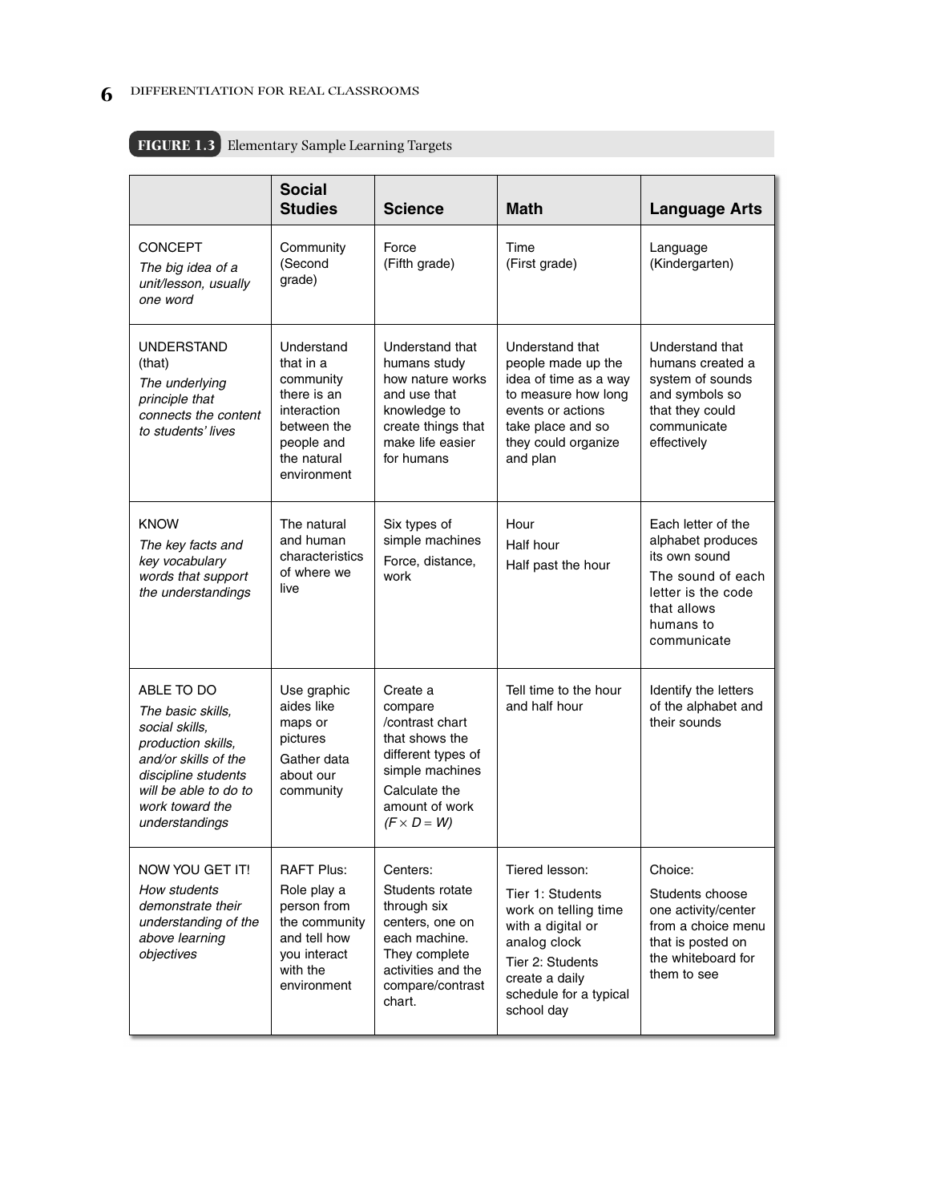**FIGURE 1.3** Elementary Sample Learning Targets

| | Social Studies | Science | Math | Language Arts |
|---|---|---|---|---|
| CONCEPT *The big idea of a unit/lesson, usually one word* | Community (Second grade) | Force (Fifth grade) | Time (First grade) | Language (Kindergarten) |
| UNDERSTAND (that) *The underlying principle that connects the content to students' lives* | Understand that in a community there is an interaction between the people and the natural environment | Understand that humans study how nature works and use that knowledge to create things that make life easier for humans | Understand that people made up the idea of time as a way to measure how long events or actions take place and so they could organize and plan | Understand that humans created a system of sounds and symbols so that they could communicate effectively |
| KNOW *The key facts and key vocabulary words that support the understandings* | The natural and human characteristics of where we live | Six types of simple machines<br>Force, distance, work | Hour<br>Half hour<br>Half past the hour | Each letter of the alphabet produces its own sound<br>The sound of each letter is the code that allows humans to communicate |
| ABLE TO DO *The basic skills, social skills, production skills, and/or skills of the discipline students will be able to do to work toward the understandings* | Use graphic aides like maps or pictures<br>Gather data about our community | Create a compare /contrast chart that shows the different types of simple machines<br>Calculate the amount of work *($F \times D = W$)* | Tell time to the hour and half hour | Identify the letters of the alphabet and their sounds |
| NOW YOU GET IT! *How students demonstrate their understanding of the above learning objectives* | RAFT Plus:<br>Role play a person from the community and tell how you interact with the environment | Centers:<br>Students rotate through six centers, one on each machine. They complete activities and the compare/contrast chart. | Tiered lesson:<br>Tier 1: Students work on telling time with a digital or analog clock<br>Tier 2: Students create a daily schedule for a typical school day | Choice:<br>Students choose one activity/center from a choice menu that is posted on the whiteboard for them to see |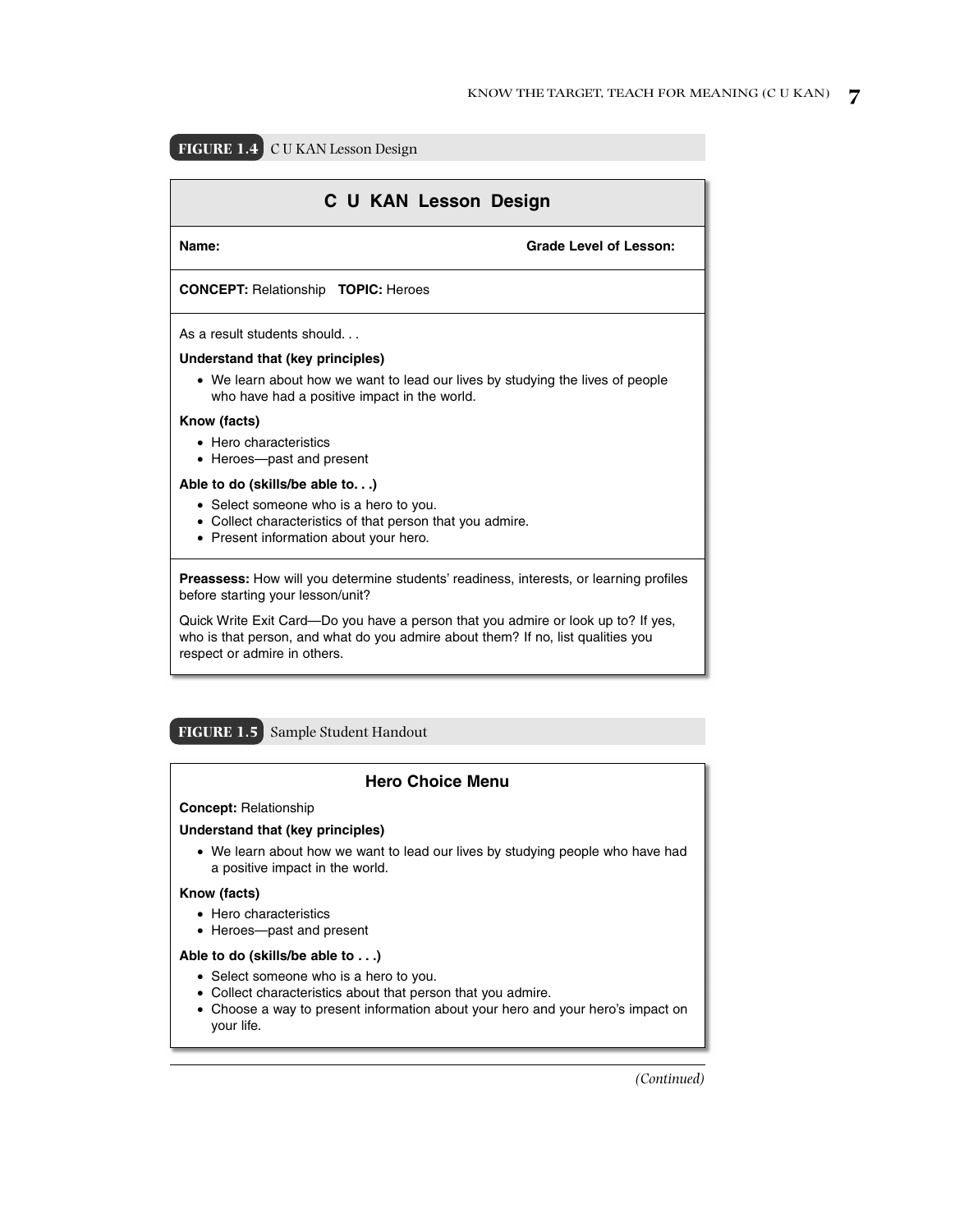**FIGURE 1.4** C U KAN Lesson Design

## C U KAN Lesson Design

**Name:** **Grade Level of Lesson:**

**CONCEPT:** Relationship **TOPIC:** Heroes

As a result students should. . .

**Understand that (key principles)**

- We learn about how we want to lead our lives by studying the lives of people who have had a positive impact in the world.

**Know (facts)**

- Hero characteristics
- Heroes—past and present

**Able to do (skills/be able to. . .)**

- Select someone who is a hero to you.
- Collect characteristics of that person that you admire.
- Present information about your hero.

**Preassess:** How will you determine students' readiness, interests, or learning profiles before starting your lesson/unit?

Quick Write Exit Card—Do you have a person that you admire or look up to? If yes, who is that person, and what do you admire about them? If no, list qualities you respect or admire in others.

**FIGURE 1.5** Sample Student Handout

## Hero Choice Menu

**Concept:** Relationship

**Understand that (key principles)**

- We learn about how we want to lead our lives by studying people who have had a positive impact in the world.

**Know (facts)**

- Hero characteristics
- Heroes—past and present

**Able to do (skills/be able to . . .)**

- Select someone who is a hero to you.
- Collect characteristics about that person that you admire.
- Choose a way to present information about your hero and your hero's impact on your life.

*(Continued)*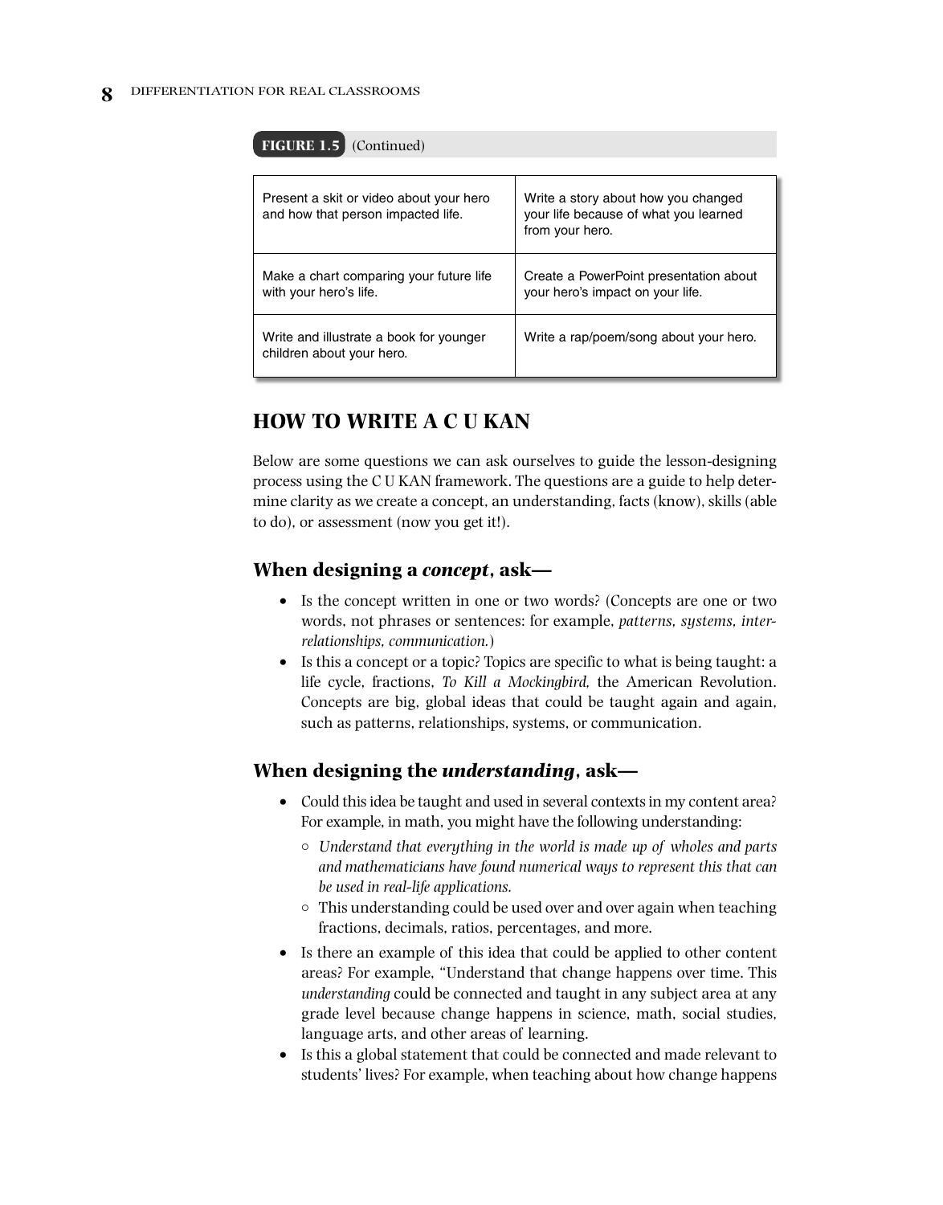**FIGURE 1.5** (Continued)

| | |
|---|---|
| Present a skit or video about your hero and how that person impacted life. | Write a story about how you changed your life because of what you learned from your hero. |
| Make a chart comparing your future life with your hero's life. | Create a PowerPoint presentation about your hero's impact on your life. |
| Write and illustrate a book for younger children about your hero. | Write a rap/poem/song about your hero. |

## HOW TO WRITE A C U KAN

Below are some questions we can ask ourselves to guide the lesson-designing process using the C U KAN framework. The questions are a guide to help determine clarity as we create a concept, an understanding, facts (know), skills (able to do), or assessment (now you get it!).

### When designing a *concept*, ask—

- Is the concept written in one or two words? (Concepts are one or two words, not phrases or sentences: for example, *patterns, systems, interrelationships, communication.*)
- Is this a concept or a topic? Topics are specific to what is being taught: a life cycle, fractions, *To Kill a Mockingbird,* the American Revolution. Concepts are big, global ideas that could be taught again and again, such as patterns, relationships, systems, or communication.

### When designing the *understanding*, ask—

- Could this idea be taught and used in several contexts in my content area? For example, in math, you might have the following understanding:
  - *Understand that everything in the world is made up of wholes and parts and mathematicians have found numerical ways to represent this that can be used in real-life applications.*
  - This understanding could be used over and over again when teaching fractions, decimals, ratios, percentages, and more.
- Is there an example of this idea that could be applied to other content areas? For example, "Understand that change happens over time. This *understanding* could be connected and taught in any subject area at any grade level because change happens in science, math, social studies, language arts, and other areas of learning.
- Is this a global statement that could be connected and made relevant to students' lives? For example, when teaching about how change happens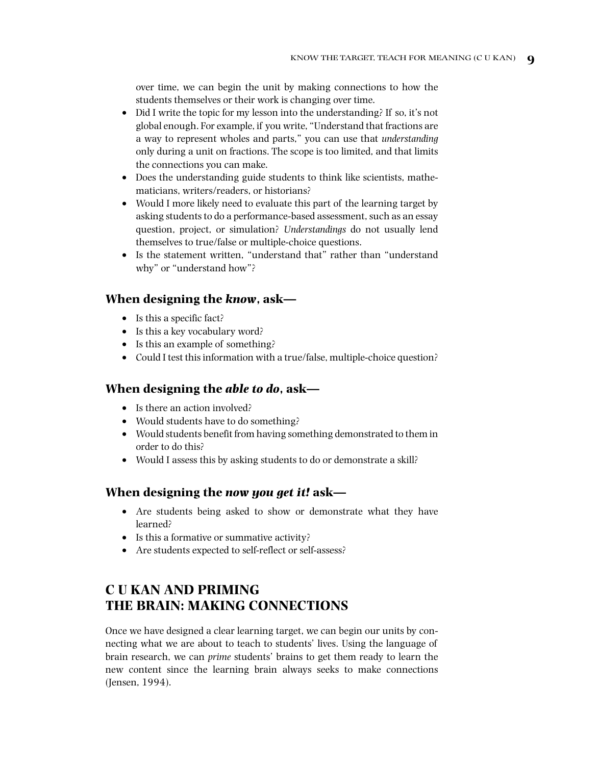over time, we can begin the unit by making connections to how the students themselves or their work is changing over time.

- Did I write the topic for my lesson into the understanding? If so, it's not global enough. For example, if you write, "Understand that fractions are a way to represent wholes and parts," you can use that *understanding* only during a unit on fractions. The scope is too limited, and that limits the connections you can make.
- Does the understanding guide students to think like scientists, mathematicians, writers/readers, or historians?
- Would I more likely need to evaluate this part of the learning target by asking students to do a performance-based assessment, such as an essay question, project, or simulation? *Understandings* do not usually lend themselves to true/false or multiple-choice questions.
- Is the statement written, "understand that" rather than "understand why" or "understand how"?

### When designing the *know*, ask—

- Is this a specific fact?
- Is this a key vocabulary word?
- Is this an example of something?
- Could I test this information with a true/false, multiple-choice question?

### When designing the *able to do*, ask—

- Is there an action involved?
- Would students have to do something?
- Would students benefit from having something demonstrated to them in order to do this?
- Would I assess this by asking students to do or demonstrate a skill?

### When designing the *now you get it!* ask—

- Are students being asked to show or demonstrate what they have learned?
- Is this a formative or summative activity?
- Are students expected to self-reflect or self-assess?

## C U KAN AND PRIMING THE BRAIN: MAKING CONNECTIONS

Once we have designed a clear learning target, we can begin our units by connecting what we are about to teach to students' lives. Using the language of brain research, we can *prime* students' brains to get them ready to learn the new content since the learning brain always seeks to make connections (Jensen, 1994).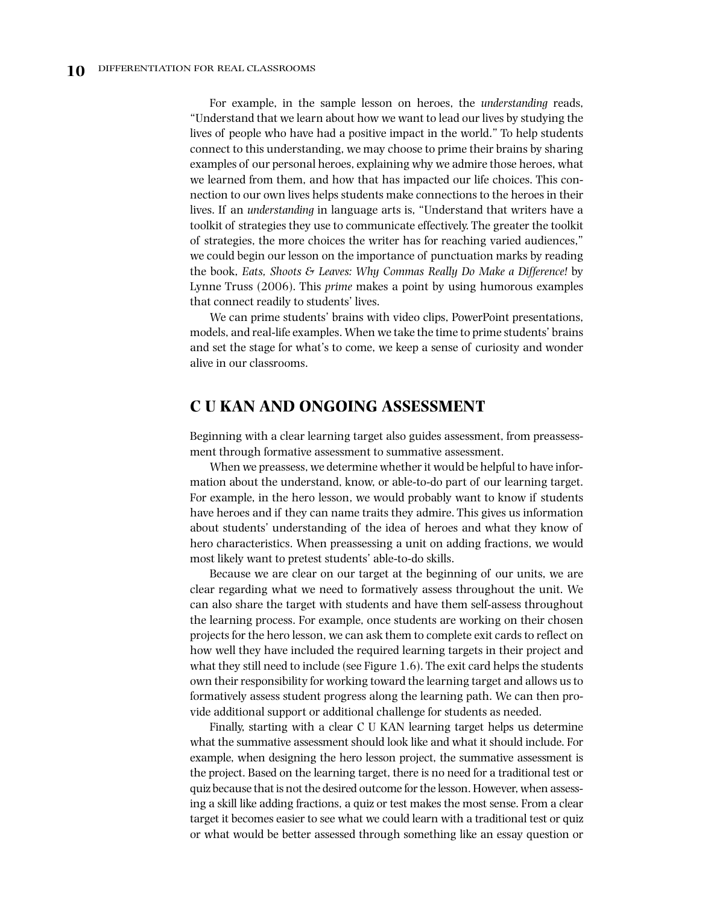For example, in the sample lesson on heroes, the *understanding* reads, "Understand that we learn about how we want to lead our lives by studying the lives of people who have had a positive impact in the world." To help students connect to this understanding, we may choose to prime their brains by sharing examples of our personal heroes, explaining why we admire those heroes, what we learned from them, and how that has impacted our life choices. This connection to our own lives helps students make connections to the heroes in their lives. If an *understanding* in language arts is, "Understand that writers have a toolkit of strategies they use to communicate effectively. The greater the toolkit of strategies, the more choices the writer has for reaching varied audiences," we could begin our lesson on the importance of punctuation marks by reading the book, *Eats, Shoots & Leaves: Why Commas Really Do Make a Difference!* by Lynne Truss (2006). This *prime* makes a point by using humorous examples that connect readily to students' lives.

We can prime students' brains with video clips, PowerPoint presentations, models, and real-life examples. When we take the time to prime students' brains and set the stage for what's to come, we keep a sense of curiosity and wonder alive in our classrooms.

## C U KAN AND ONGOING ASSESSMENT

Beginning with a clear learning target also guides assessment, from preassessment through formative assessment to summative assessment.

When we preassess, we determine whether it would be helpful to have information about the understand, know, or able-to-do part of our learning target. For example, in the hero lesson, we would probably want to know if students have heroes and if they can name traits they admire. This gives us information about students' understanding of the idea of heroes and what they know of hero characteristics. When preassessing a unit on adding fractions, we would most likely want to pretest students' able-to-do skills.

Because we are clear on our target at the beginning of our units, we are clear regarding what we need to formatively assess throughout the unit. We can also share the target with students and have them self-assess throughout the learning process. For example, once students are working on their chosen projects for the hero lesson, we can ask them to complete exit cards to reflect on how well they have included the required learning targets in their project and what they still need to include (see Figure 1.6). The exit card helps the students own their responsibility for working toward the learning target and allows us to formatively assess student progress along the learning path. We can then provide additional support or additional challenge for students as needed.

Finally, starting with a clear C U KAN learning target helps us determine what the summative assessment should look like and what it should include. For example, when designing the hero lesson project, the summative assessment is the project. Based on the learning target, there is no need for a traditional test or quiz because that is not the desired outcome for the lesson. However, when assessing a skill like adding fractions, a quiz or test makes the most sense. From a clear target it becomes easier to see what we could learn with a traditional test or quiz or what would be better assessed through something like an essay question or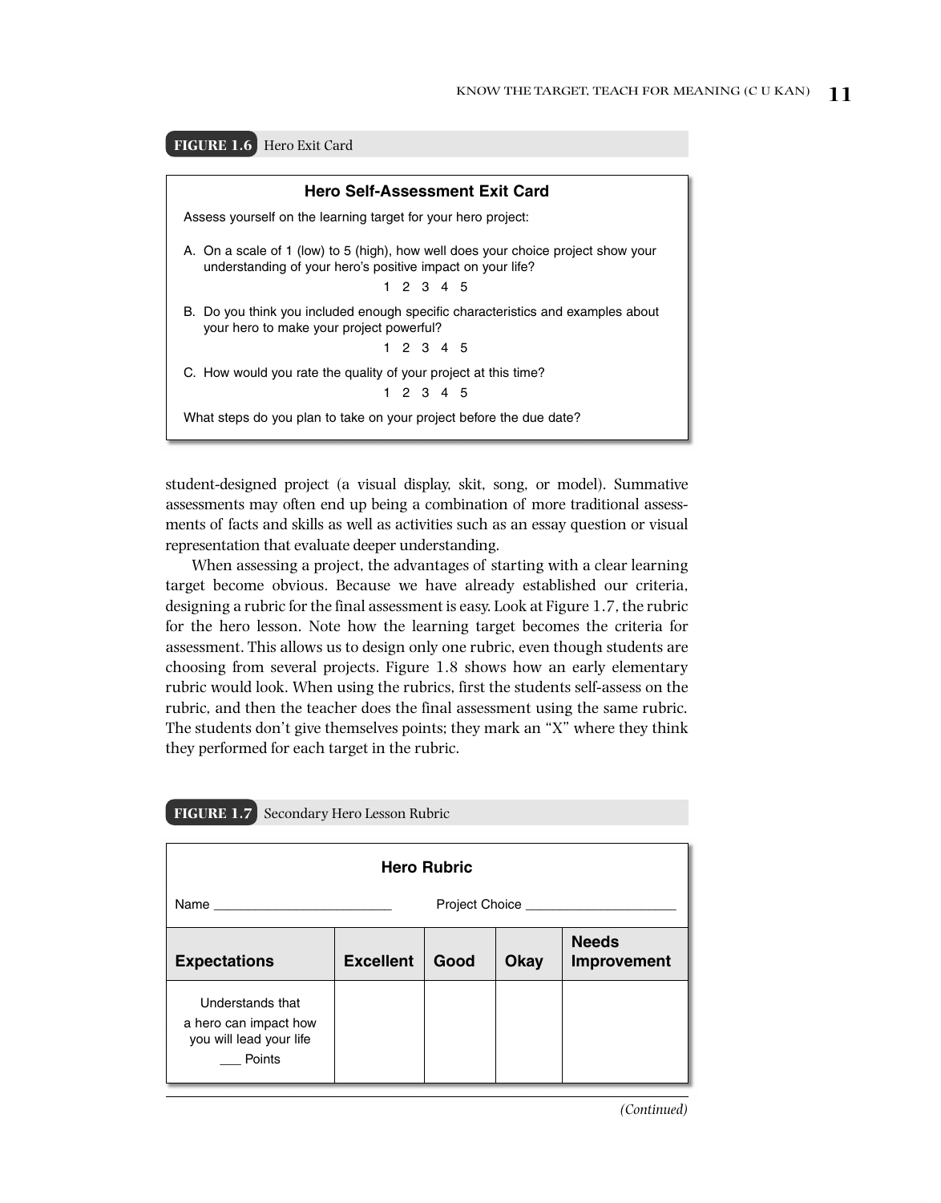**FIGURE 1.6** Hero Exit Card

### Hero Self-Assessment Exit Card

Assess yourself on the learning target for your hero project:

A. On a scale of 1 (low) to 5 (high), how well does your choice project show your understanding of your hero's positive impact on your life?

1 2 3 4 5

B. Do you think you included enough specific characteristics and examples about your hero to make your project powerful?

1 2 3 4 5

C. How would you rate the quality of your project at this time?

1 2 3 4 5

What steps do you plan to take on your project before the due date?

student-designed project (a visual display, skit, song, or model). Summative assessments may often end up being a combination of more traditional assessments of facts and skills as well as activities such as an essay question or visual representation that evaluate deeper understanding.

When assessing a project, the advantages of starting with a clear learning target become obvious. Because we have already established our criteria, designing a rubric for the final assessment is easy. Look at Figure 1.7, the rubric for the hero lesson. Note how the learning target becomes the criteria for assessment. This allows us to design only one rubric, even though students are choosing from several projects. Figure 1.8 shows how an early elementary rubric would look. When using the rubrics, first the students self-assess on the rubric, and then the teacher does the final assessment using the same rubric. The students don't give themselves points; they mark an "X" where they think they performed for each target in the rubric.

**FIGURE 1.7** Secondary Hero Lesson Rubric

### Hero Rubric

Name ________________________ Project Choice ____________________

| Expectations | Excellent | Good | Okay | Needs Improvement |
|---|---|---|---|---|
| Understands that a hero can impact how you will lead your life ___ Points | | | | |

*(Continued)*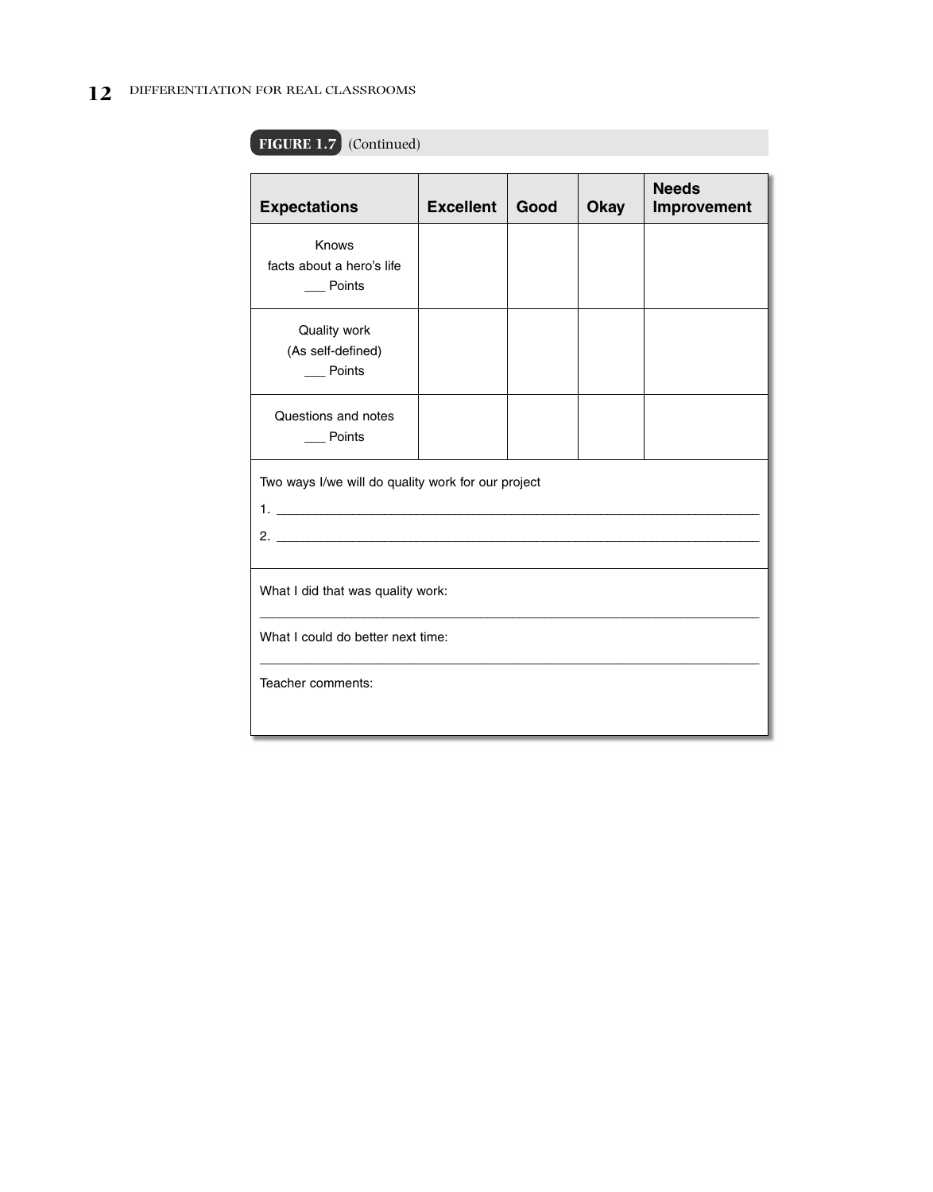**FIGURE 1.7** (Continued)

| Expectations | Excellent | Good | Okay | Needs Improvement |
|---|---|---|---|---|
| Knows facts about a hero's life ___ Points | | | | |
| Quality work (As self-defined) ___ Points | | | | |
| Questions and notes ___ Points | | | | |

Two ways I/we will do quality work for our project

1. ______________________________________________________________________

2. ______________________________________________________________________

What I did that was quality work:

______________________________________________________________________

What I could do better next time:

______________________________________________________________________

Teacher comments: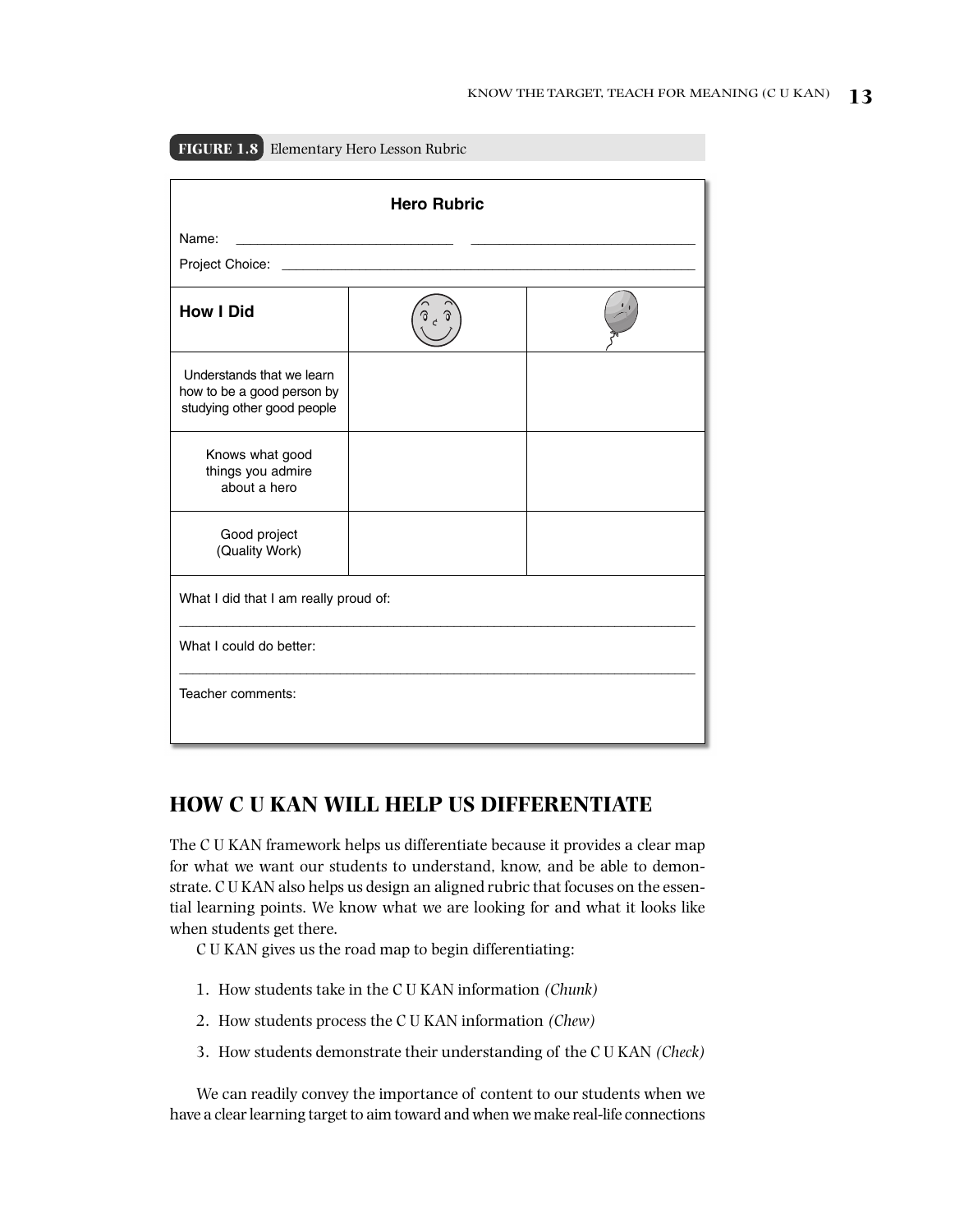**FIGURE 1.8** Elementary Hero Lesson Rubric

**Hero Rubric**

Name: ______________________________ ______________________________

Project Choice: ____________________________________________________________

| **How I Did** | | |
|---|---|---|
| Understands that we learn how to be a good person by studying other good people | | |
| Knows what good things you admire about a hero | | |
| Good project (Quality Work) | | |

What I did that I am really proud of:

_______________________________________________________________________________

What I could do better:

_______________________________________________________________________________

Teacher comments:

## HOW C U KAN WILL HELP US DIFFERENTIATE

The C U KAN framework helps us differentiate because it provides a clear map for what we want our students to understand, know, and be able to demonstrate. C U KAN also helps us design an aligned rubric that focuses on the essential learning points. We know what we are looking for and what it looks like when students get there.

C U KAN gives us the road map to begin differentiating:

1. How students take in the C U KAN information *(Chunk)*
2. How students process the C U KAN information *(Chew)*
3. How students demonstrate their understanding of the C U KAN *(Check)*

We can readily convey the importance of content to our students when we have a clear learning target to aim toward and when we make real-life connections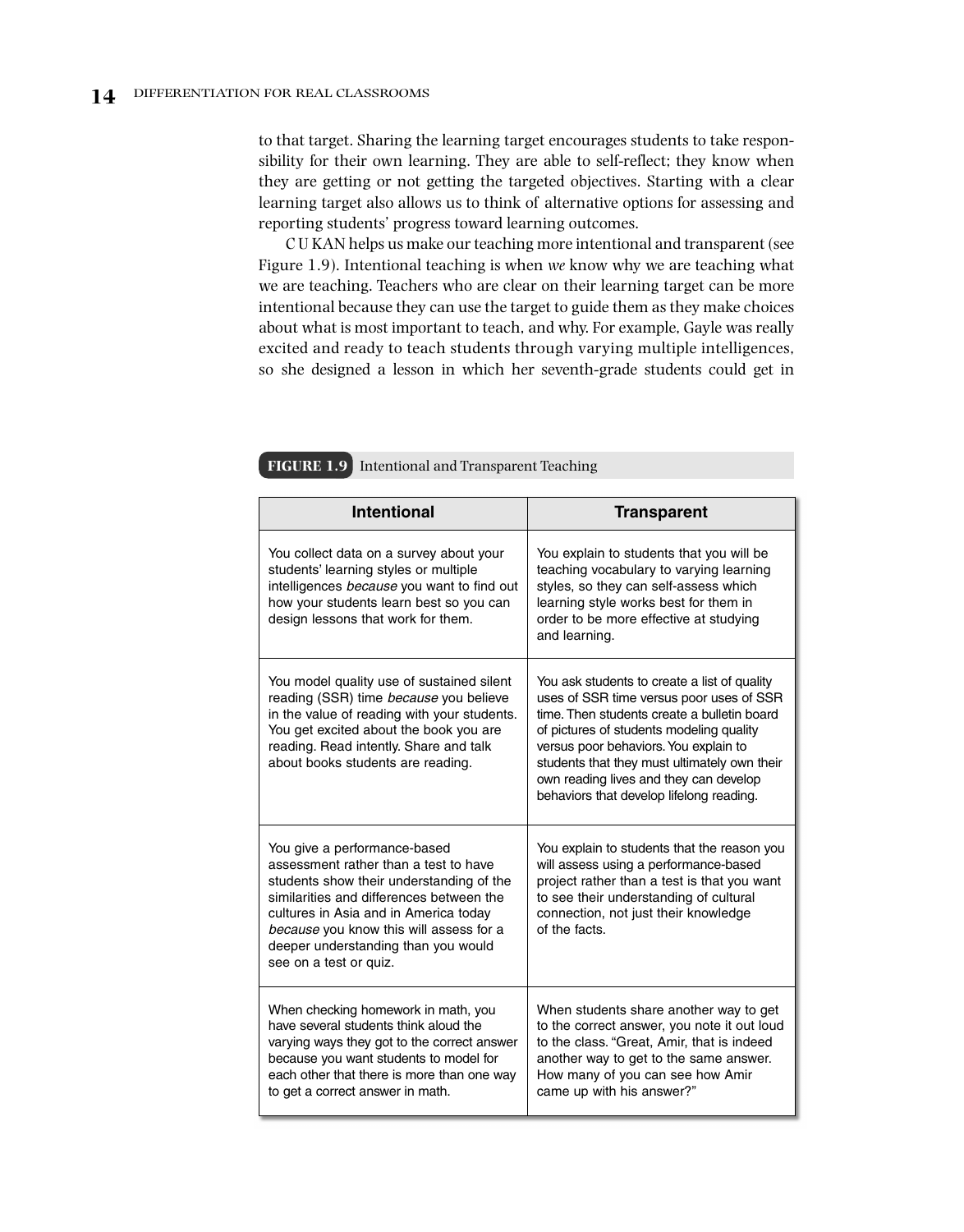to that target. Sharing the learning target encourages students to take responsibility for their own learning. They are able to self-reflect; they know when they are getting or not getting the targeted objectives. Starting with a clear learning target also allows us to think of alternative options for assessing and reporting students' progress toward learning outcomes.

C U KAN helps us make our teaching more intentional and transparent (see Figure 1.9). Intentional teaching is when *we* know why we are teaching what we are teaching. Teachers who are clear on their learning target can be more intentional because they can use the target to guide them as they make choices about what is most important to teach, and why. For example, Gayle was really excited and ready to teach students through varying multiple intelligences, so she designed a lesson in which her seventh-grade students could get in

**FIGURE 1.9** Intentional and Transparent Teaching

| Intentional | Transparent |
|---|---|
| You collect data on a survey about your students' learning styles or multiple intelligences *because* you want to find out how your students learn best so you can design lessons that work for them. | You explain to students that you will be teaching vocabulary to varying learning styles, so they can self-assess which learning style works best for them in order to be more effective at studying and learning. |
| You model quality use of sustained silent reading (SSR) time *because* you believe in the value of reading with your students. You get excited about the book you are reading. Read intently. Share and talk about books students are reading. | You ask students to create a list of quality uses of SSR time versus poor uses of SSR time. Then students create a bulletin board of pictures of students modeling quality versus poor behaviors. You explain to students that they must ultimately own their own reading lives and they can develop behaviors that develop lifelong reading. |
| You give a performance-based assessment rather than a test to have students show their understanding of the similarities and differences between the cultures in Asia and in America today *because* you know this will assess for a deeper understanding than you would see on a test or quiz. | You explain to students that the reason you will assess using a performance-based project rather than a test is that you want to see their understanding of cultural connection, not just their knowledge of the facts. |
| When checking homework in math, you have several students think aloud the varying ways they got to the correct answer because you want students to model for each other that there is more than one way to get a correct answer in math. | When students share another way to get to the correct answer, you note it out loud to the class. "Great, Amir, that is indeed another way to get to the same answer. How many of you can see how Amir came up with his answer?" |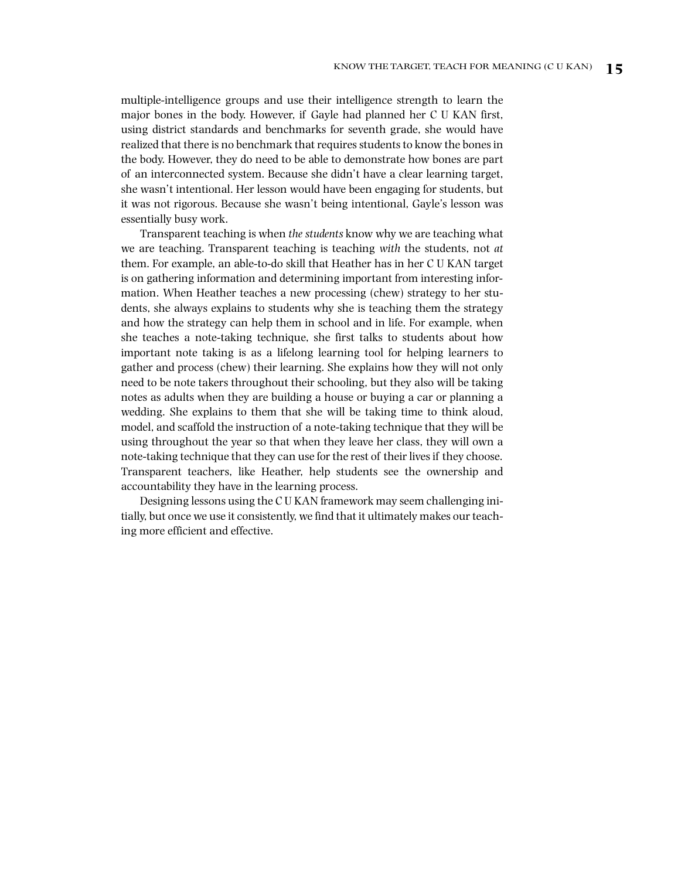multiple-intelligence groups and use their intelligence strength to learn the major bones in the body. However, if Gayle had planned her C U KAN first, using district standards and benchmarks for seventh grade, she would have realized that there is no benchmark that requires students to know the bones in the body. However, they do need to be able to demonstrate how bones are part of an interconnected system. Because she didn't have a clear learning target, she wasn't intentional. Her lesson would have been engaging for students, but it was not rigorous. Because she wasn't being intentional, Gayle's lesson was essentially busy work.

Transparent teaching is when *the students* know why we are teaching what we are teaching. Transparent teaching is teaching *with* the students, not *at* them. For example, an able-to-do skill that Heather has in her C U KAN target is on gathering information and determining important from interesting information. When Heather teaches a new processing (chew) strategy to her students, she always explains to students why she is teaching them the strategy and how the strategy can help them in school and in life. For example, when she teaches a note-taking technique, she first talks to students about how important note taking is as a lifelong learning tool for helping learners to gather and process (chew) their learning. She explains how they will not only need to be note takers throughout their schooling, but they also will be taking notes as adults when they are building a house or buying a car or planning a wedding. She explains to them that she will be taking time to think aloud, model, and scaffold the instruction of a note-taking technique that they will be using throughout the year so that when they leave her class, they will own a note-taking technique that they can use for the rest of their lives if they choose. Transparent teachers, like Heather, help students see the ownership and accountability they have in the learning process.

Designing lessons using the C U KAN framework may seem challenging initially, but once we use it consistently, we find that it ultimately makes our teaching more efficient and effective.